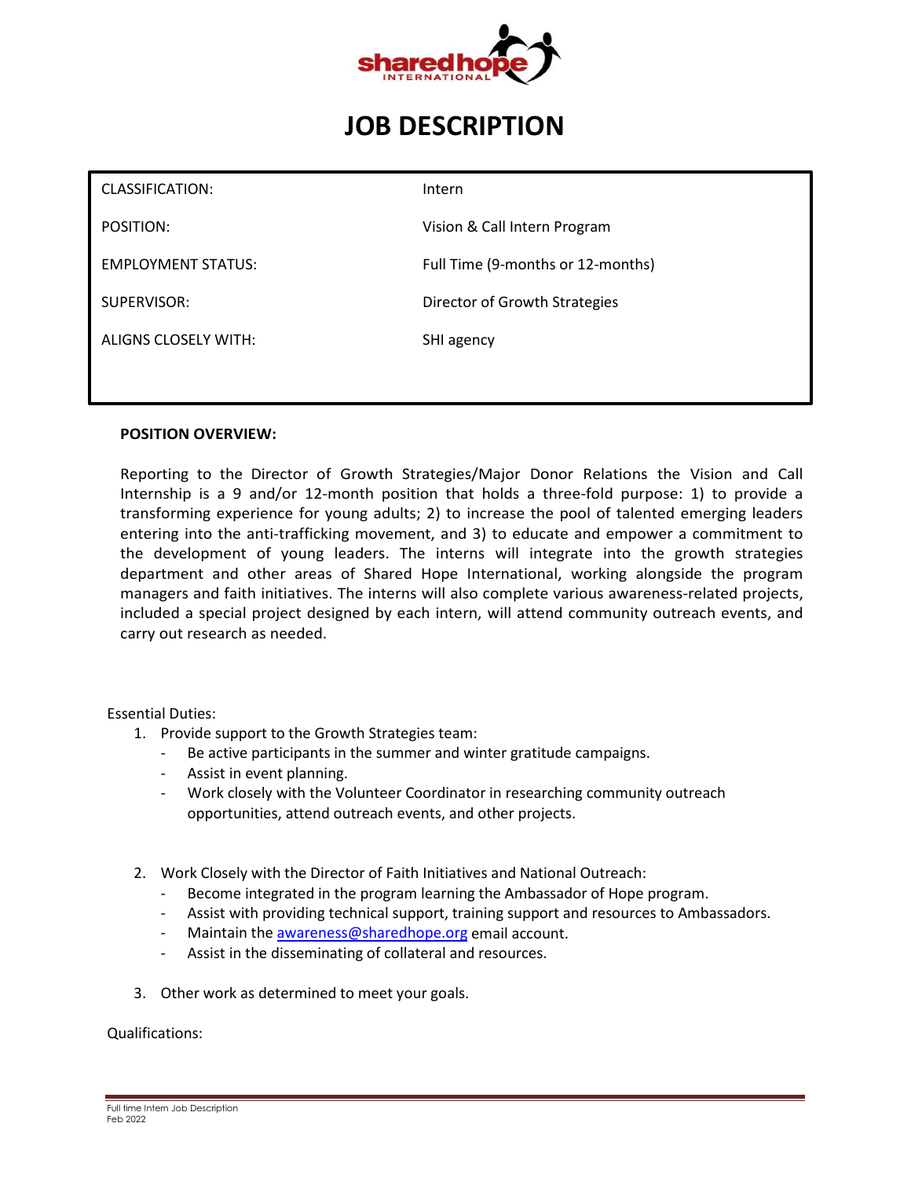# JOB DESCRIPTION

| | |
|---|---|
| CLASSIFICATION: | Intern |
| POSITION: | Vision & Call Intern Program |
| EMPLOYMENT STATUS: | Full Time (9-months or 12-months) |
| SUPERVISOR: | Director of Growth Strategies |
| ALIGNS CLOSELY WITH: | SHI agency |

**POSITION OVERVIEW:**

Reporting to the Director of Growth Strategies/Major Donor Relations the Vision and Call Internship is a 9 and/or 12-month position that holds a three-fold purpose: 1) to provide a transforming experience for young adults; 2) to increase the pool of talented emerging leaders entering into the anti-trafficking movement, and 3) to educate and empower a commitment to the development of young leaders. The interns will integrate into the growth strategies department and other areas of Shared Hope International, working alongside the program managers and faith initiatives. The interns will also complete various awareness-related projects, included a special project designed by each intern, will attend community outreach events, and carry out research as needed.

Essential Duties:

1. Provide support to the Growth Strategies team:
   - Be active participants in the summer and winter gratitude campaigns.
   - Assist in event planning.
   - Work closely with the Volunteer Coordinator in researching community outreach opportunities, attend outreach events, and other projects.

2. Work Closely with the Director of Faith Initiatives and National Outreach:
   - Become integrated in the program learning the Ambassador of Hope program.
   - Assist with providing technical support, training support and resources to Ambassadors.
   - Maintain the awareness@sharedhope.org email account.
   - Assist in the disseminating of collateral and resources.

3. Other work as determined to meet your goals.

Qualifications: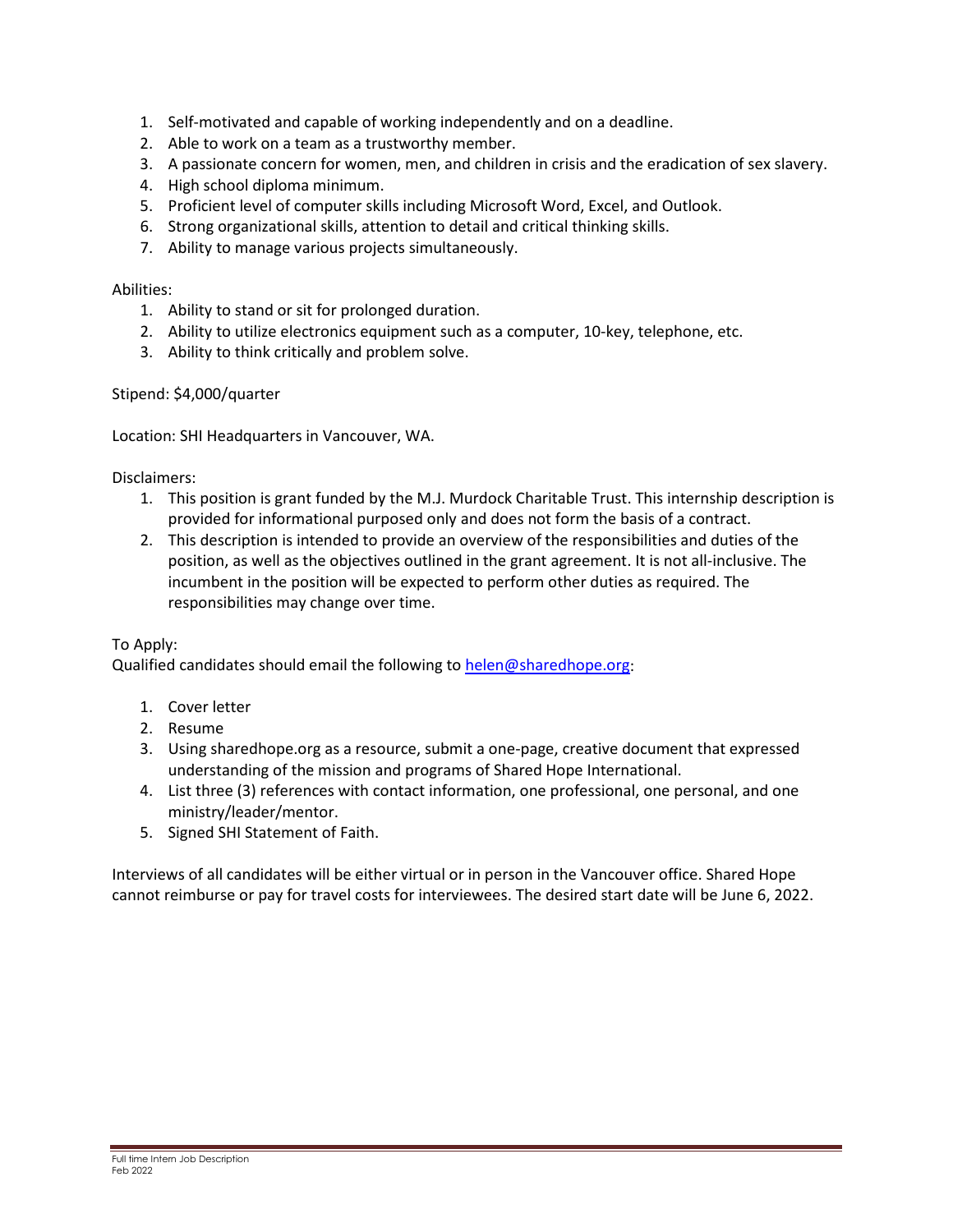1. Self-motivated and capable of working independently and on a deadline.
2. Able to work on a team as a trustworthy member.
3. A passionate concern for women, men, and children in crisis and the eradication of sex slavery.
4. High school diploma minimum.
5. Proficient level of computer skills including Microsoft Word, Excel, and Outlook.
6. Strong organizational skills, attention to detail and critical thinking skills.
7. Ability to manage various projects simultaneously.

Abilities:

1. Ability to stand or sit for prolonged duration.
2. Ability to utilize electronics equipment such as a computer, 10-key, telephone, etc.
3. Ability to think critically and problem solve.

Stipend: $4,000/quarter

Location: SHI Headquarters in Vancouver, WA.

Disclaimers:

1. This position is grant funded by the M.J. Murdock Charitable Trust. This internship description is provided for informational purposed only and does not form the basis of a contract.
2. This description is intended to provide an overview of the responsibilities and duties of the position, as well as the objectives outlined in the grant agreement. It is not all-inclusive. The incumbent in the position will be expected to perform other duties as required. The responsibilities may change over time.

To Apply:
Qualified candidates should email the following to helen@sharedhope.org:

1. Cover letter
2. Resume
3. Using sharedhope.org as a resource, submit a one-page, creative document that expressed understanding of the mission and programs of Shared Hope International.
4. List three (3) references with contact information, one professional, one personal, and one ministry/leader/mentor.
5. Signed SHI Statement of Faith.

Interviews of all candidates will be either virtual or in person in the Vancouver office. Shared Hope cannot reimburse or pay for travel costs for interviewees. The desired start date will be June 6, 2022.